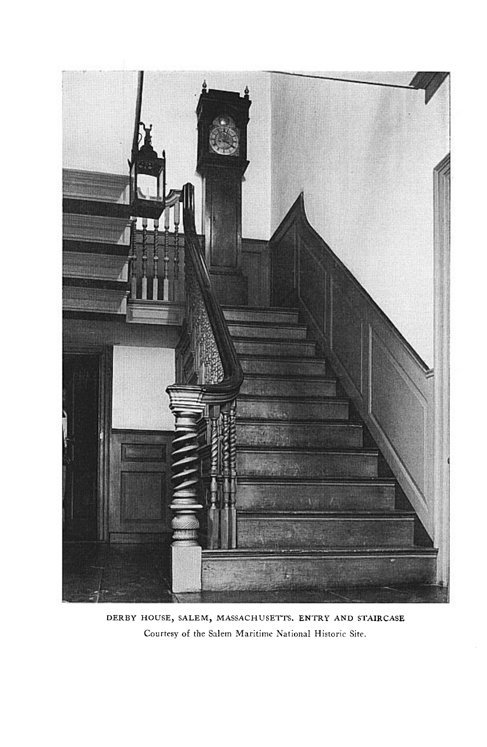DERBY HOUSE, SALEM, MASSACHUSETTS. ENTRY AND STAIRCASE

Courtesy of the Salem Maritime National Historic Site.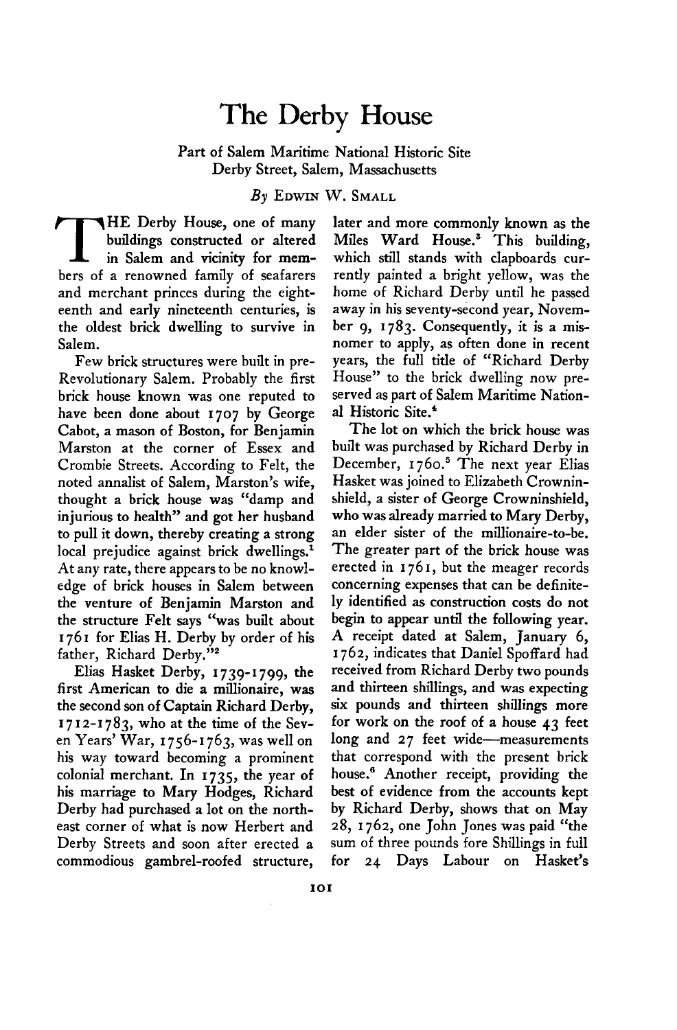# The Derby House

Part of Salem Maritime National Historic Site
Derby Street, Salem, Massachusetts

*By* EDWIN W. SMALL

THE Derby House, one of many buildings constructed or altered in Salem and vicinity for members of a renowned family of seafarers and merchant princes during the eighteenth and early nineteenth centuries, is the oldest brick dwelling to survive in Salem.

Few brick structures were built in pre-Revolutionary Salem. Probably the first brick house known was one reputed to have been done about 1707 by George Cabot, a mason of Boston, for Benjamin Marston at the corner of Essex and Crombie Streets. According to Felt, the noted annalist of Salem, Marston's wife, thought a brick house was "damp and injurious to health" and got her husband to pull it down, thereby creating a strong local prejudice against brick dwellings.[1] At any rate, there appears to be no knowledge of brick houses in Salem between the venture of Benjamin Marston and the structure Felt says "was built about 1761 for Elias H. Derby by order of his father, Richard Derby."[2]

Elias Hasket Derby, 1739-1799, the first American to die a millionaire, was the second son of Captain Richard Derby, 1712-1783, who at the time of the Seven Years' War, 1756-1763, was well on his way toward becoming a prominent colonial merchant. In 1735, the year of his marriage to Mary Hodges, Richard Derby had purchased a lot on the northeast corner of what is now Herbert and Derby Streets and soon after erected a commodious gambrel-roofed structure, later and more commonly known as the Miles Ward House.[3] This building, which still stands with clapboards currently painted a bright yellow, was the home of Richard Derby until he passed away in his seventy-second year, November 9, 1783. Consequently, it is a misnomer to apply, as often done in recent years, the full title of "Richard Derby House" to the brick dwelling now preserved as part of Salem Maritime National Historic Site.[4]

The lot on which the brick house was built was purchased by Richard Derby in December, 1760.[5] The next year Elias Hasket was joined to Elizabeth Crowninshield, a sister of George Crowninshield, who was already married to Mary Derby, an elder sister of the millionaire-to-be. The greater part of the brick house was erected in 1761, but the meager records concerning expenses that can be definitely identified as construction costs do not begin to appear until the following year. A receipt dated at Salem, January 6, 1762, indicates that Daniel Spoffard had received from Richard Derby two pounds and thirteen shillings, and was expecting six pounds and thirteen shillings more for work on the roof of a house 43 feet long and 27 feet wide—measurements that correspond with the present brick house.[6] Another receipt, providing the best of evidence from the accounts kept by Richard Derby, shows that on May 28, 1762, one John Jones was paid "the sum of three pounds fore Shillings in full for 24 Days Labour on Hasket's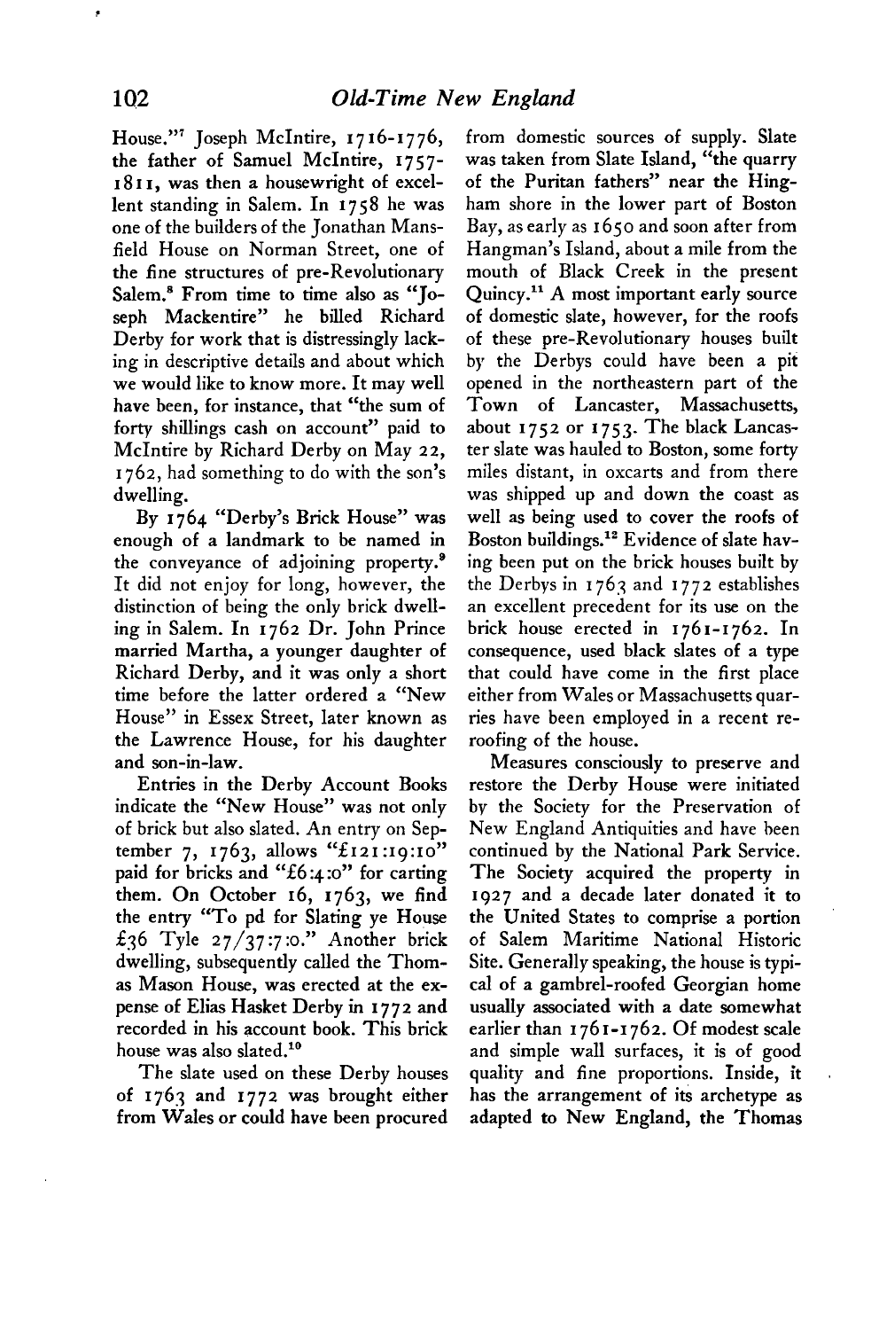House."[7] Joseph McIntire, 1716-1776, the father of Samuel McIntire, 1757-1811, was then a housewright of excellent standing in Salem. In 1758 he was one of the builders of the Jonathan Mansfield House on Norman Street, one of the fine structures of pre-Revolutionary Salem.[8] From time to time also as "Joseph Mackentire" he billed Richard Derby for work that is distressingly lacking in descriptive details and about which we would like to know more. It may well have been, for instance, that "the sum of forty shillings cash on account" paid to McIntire by Richard Derby on May 22, 1762, had something to do with the son's dwelling.

By 1764 "Derby's Brick House" was enough of a landmark to be named in the conveyance of adjoining property.[9] It did not enjoy for long, however, the distinction of being the only brick dwelling in Salem. In 1762 Dr. John Prince married Martha, a younger daughter of Richard Derby, and it was only a short time before the latter ordered a "New House" in Essex Street, later known as the Lawrence House, for his daughter and son-in-law.

Entries in the Derby Account Books indicate the "New House" was not only of brick but also slated. An entry on September 7, 1763, allows "£121:19:10" paid for bricks and "£6:4:0" for carting them. On October 16, 1763, we find the entry "To pd for Slating ye House £36 Tyle 27/37:7:0." Another brick dwelling, subsequently called the Thomas Mason House, was erected at the expense of Elias Hasket Derby in 1772 and recorded in his account book. This brick house was also slated.[10]

The slate used on these Derby houses of 1763 and 1772 was brought either from Wales or could have been procured from domestic sources of supply. Slate was taken from Slate Island, "the quarry of the Puritan fathers" near the Hingham shore in the lower part of Boston Bay, as early as 1650 and soon after from Hangman's Island, about a mile from the mouth of Black Creek in the present Quincy.[11] A most important early source of domestic slate, however, for the roofs of these pre-Revolutionary houses built by the Derbys could have been a pit opened in the northeastern part of the Town of Lancaster, Massachusetts, about 1752 or 1753. The black Lancaster slate was hauled to Boston, some forty miles distant, in oxcarts and from there was shipped up and down the coast as well as being used to cover the roofs of Boston buildings.[12] Evidence of slate having been put on the brick houses built by the Derbys in 1763 and 1772 establishes an excellent precedent for its use on the brick house erected in 1761-1762. In consequence, used black slates of a type that could have come in the first place either from Wales or Massachusetts quarries have been employed in a recent reroofing of the house.

Measures consciously to preserve and restore the Derby House were initiated by the Society for the Preservation of New England Antiquities and have been continued by the National Park Service. The Society acquired the property in 1927 and a decade later donated it to the United States to comprise a portion of Salem Maritime National Historic Site. Generally speaking, the house is typical of a gambrel-roofed Georgian home usually associated with a date somewhat earlier than 1761-1762. Of modest scale and simple wall surfaces, it is of good quality and fine proportions. Inside, it has the arrangement of its archetype as adapted to New England, the Thomas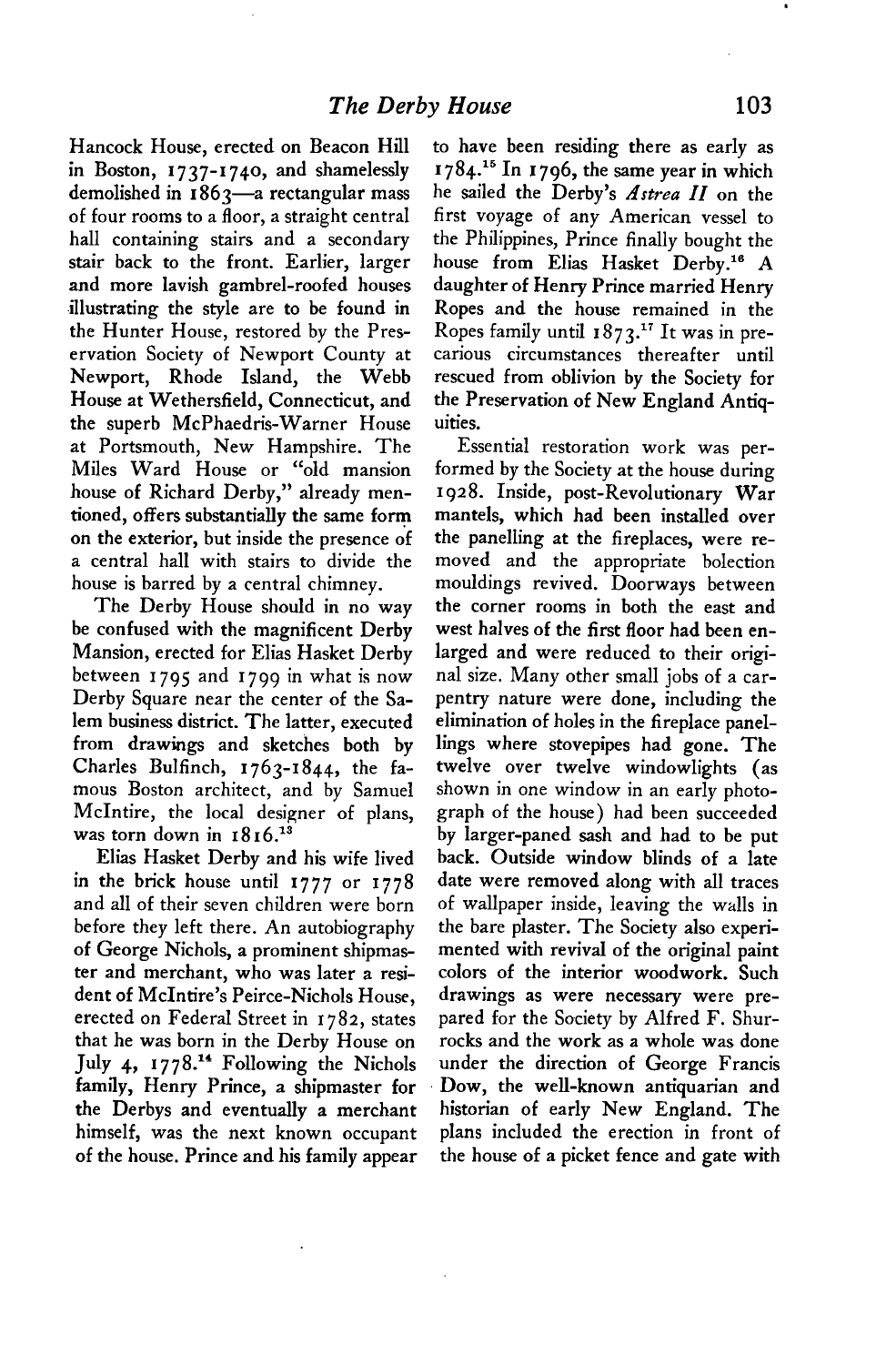Hancock House, erected on Beacon Hill in Boston, 1737-1740, and shamelessly demolished in 1863—a rectangular mass of four rooms to a floor, a straight central hall containing stairs and a secondary stair back to the front. Earlier, larger and more lavish gambrel-roofed houses illustrating the style are to be found in the Hunter House, restored by the Preservation Society of Newport County at Newport, Rhode Island, the Webb House at Wethersfield, Connecticut, and the superb McPhaedris-Warner House at Portsmouth, New Hampshire. The Miles Ward House or "old mansion house of Richard Derby," already mentioned, offers substantially the same form on the exterior, but inside the presence of a central hall with stairs to divide the house is barred by a central chimney.

The Derby House should in no way be confused with the magnificent Derby Mansion, erected for Elias Hasket Derby between 1795 and 1799 in what is now Derby Square near the center of the Salem business district. The latter, executed from drawings and sketches both by Charles Bulfinch, 1763-1844, the famous Boston architect, and by Samuel McIntire, the local designer of plans, was torn down in 1816.[13]

Elias Hasket Derby and his wife lived in the brick house until 1777 or 1778 and all of their seven children were born before they left there. An autobiography of George Nichols, a prominent shipmaster and merchant, who was later a resident of McIntire's Peirce-Nichols House, erected on Federal Street in 1782, states that he was born in the Derby House on July 4, 1778.[14] Following the Nichols family, Henry Prince, a shipmaster for the Derbys and eventually a merchant himself, was the next known occupant of the house. Prince and his family appear to have been residing there as early as 1784.[15] In 1796, the same year in which he sailed the Derby's *Astrea II* on the first voyage of any American vessel to the Philippines, Prince finally bought the house from Elias Hasket Derby.[16] A daughter of Henry Prince married Henry Ropes and the house remained in the Ropes family until 1873.[17] It was in precarious circumstances thereafter until rescued from oblivion by the Society for the Preservation of New England Antiquities.

Essential restoration work was performed by the Society at the house during 1928. Inside, post-Revolutionary War mantels, which had been installed over the panelling at the fireplaces, were removed and the appropriate bolection mouldings revived. Doorways between the corner rooms in both the east and west halves of the first floor had been enlarged and were reduced to their original size. Many other small jobs of a carpentry nature were done, including the elimination of holes in the fireplace panellings where stovepipes had gone. The twelve over twelve windowlights (as shown in one window in an early photograph of the house) had been succeeded by larger-paned sash and had to be put back. Outside window blinds of a late date were removed along with all traces of wallpaper inside, leaving the walls in the bare plaster. The Society also experimented with revival of the original paint colors of the interior woodwork. Such drawings as were necessary were prepared for the Society by Alfred F. Shurrocks and the work as a whole was done under the direction of George Francis Dow, the well-known antiquarian and historian of early New England. The plans included the erection in front of the house of a picket fence and gate with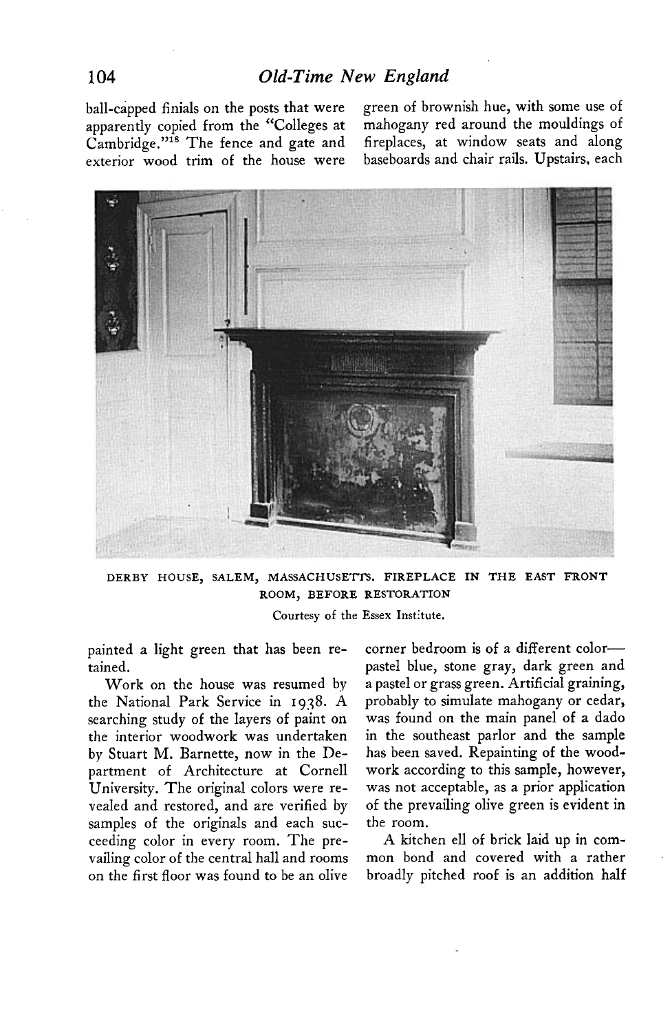ball-capped finials on the posts that were apparently copied from the "Colleges at Cambridge."[18] The fence and gate and exterior wood trim of the house were painted a light green that has been retained.

DERBY HOUSE, SALEM, MASSACHUSETTS. FIREPLACE IN THE EAST FRONT ROOM, BEFORE RESTORATION

Courtesy of the Essex Institute.

Work on the house was resumed by the National Park Service in 1938. A searching study of the layers of paint on the interior woodwork was undertaken by Stuart M. Barnette, now in the Department of Architecture at Cornell University. The original colors were revealed and restored, and are verified by samples of the originals and each succeeding color in every room. The prevailing color of the central hall and rooms on the first floor was found to be an olive green of brownish hue, with some use of mahogany red around the mouldings of fireplaces, at window seats and along baseboards and chair rails. Upstairs, each corner bedroom is of a different color—pastel blue, stone gray, dark green and a pastel or grass green. Artificial graining, probably to simulate mahogany or cedar, was found on the main panel of a dado in the southeast parlor and the sample has been saved. Repainting of the woodwork according to this sample, however, was not acceptable, as a prior application of the prevailing olive green is evident in the room.

A kitchen ell of brick laid up in common bond and covered with a rather broadly pitched roof is an addition half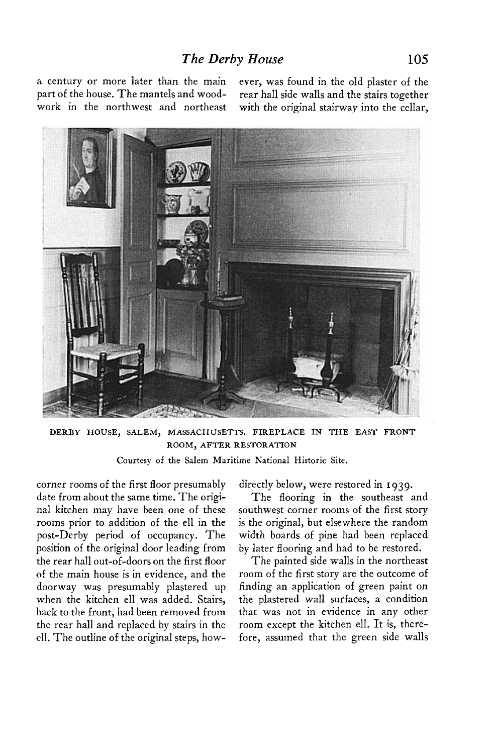a century or more later than the main part of the house. The mantels and woodwork in the northwest and northeast corner rooms of the first floor presumably date from about the same time. The original kitchen may have been one of these rooms prior to addition of the ell in the post-Derby period of occupancy. The position of the original door leading from the rear hall out-of-doors on the first floor of the main house is in evidence, and the doorway was presumably plastered up when the kitchen ell was added. Stairs, back to the front, had been removed from the rear hall and replaced by stairs in the ell. The outline of the original steps, however, was found in the old plaster of the rear hall side walls and the stairs together with the original stairway into the cellar, directly below, were restored in 1939.

DERBY HOUSE, SALEM, MASSACHUSETTS. FIREPLACE IN THE EAST FRONT ROOM, AFTER RESTORATION

Courtesy of the Salem Maritime National Historic Site.

The flooring in the southeast and southwest corner rooms of the first story is the original, but elsewhere the random width boards of pine had been replaced by later flooring and had to be restored.

The painted side walls in the northeast room of the first story are the outcome of finding an application of green paint on the plastered wall surfaces, a condition that was not in evidence in any other room except the kitchen ell. It is, therefore, assumed that the green side walls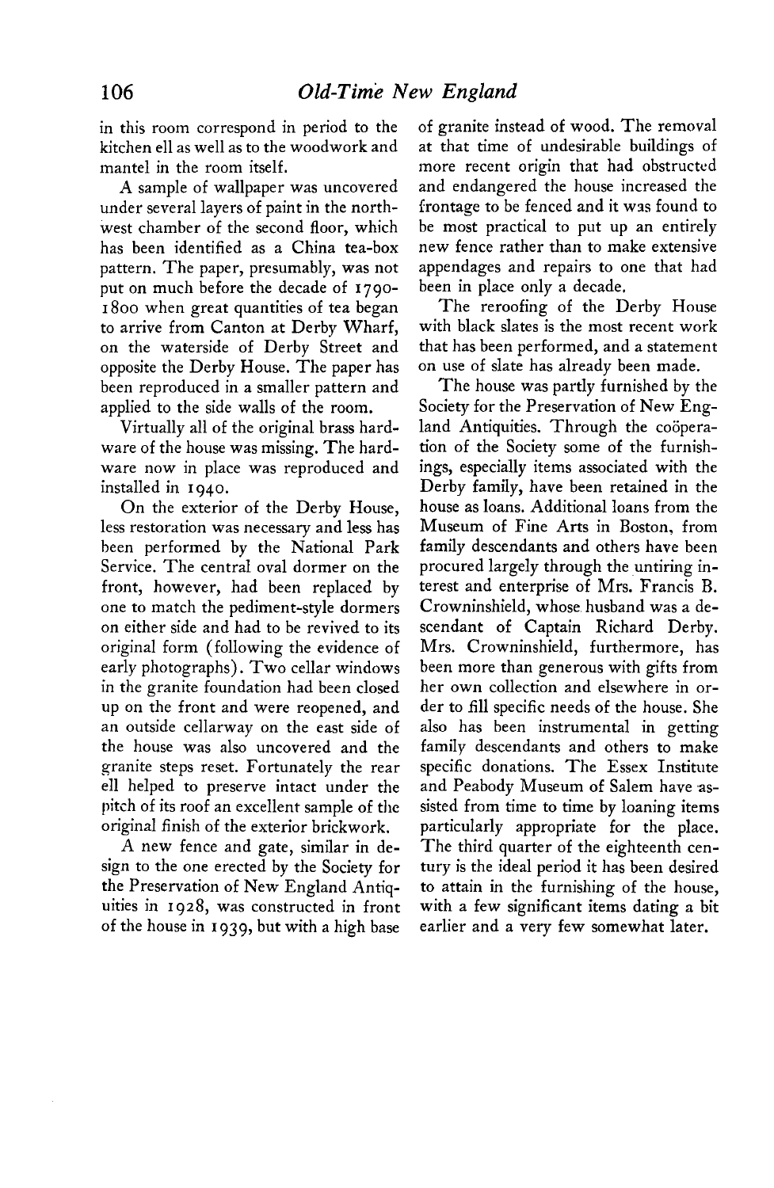in this room correspond in period to the kitchen ell as well as to the woodwork and mantel in the room itself.

A sample of wallpaper was uncovered under several layers of paint in the northwest chamber of the second floor, which has been identified as a China tea-box pattern. The paper, presumably, was not put on much before the decade of 1790-1800 when great quantities of tea began to arrive from Canton at Derby Wharf, on the waterside of Derby Street and opposite the Derby House. The paper has been reproduced in a smaller pattern and applied to the side walls of the room.

Virtually all of the original brass hardware of the house was missing. The hardware now in place was reproduced and installed in 1940.

On the exterior of the Derby House, less restoration was necessary and less has been performed by the National Park Service. The central oval dormer on the front, however, had been replaced by one to match the pediment-style dormers on either side and had to be revived to its original form (following the evidence of early photographs). Two cellar windows in the granite foundation had been closed up on the front and were reopened, and an outside cellarway on the east side of the house was also uncovered and the granite steps reset. Fortunately the rear ell helped to preserve intact under the pitch of its roof an excellent sample of the original finish of the exterior brickwork.

A new fence and gate, similar in design to the one erected by the Society for the Preservation of New England Antiquities in 1928, was constructed in front of the house in 1939, but with a high base of granite instead of wood. The removal at that time of undesirable buildings of more recent origin that had obstructed and endangered the house increased the frontage to be fenced and it was found to be most practical to put up an entirely new fence rather than to make extensive appendages and repairs to one that had been in place only a decade.

The reroofing of the Derby House with black slates is the most recent work that has been performed, and a statement on use of slate has already been made.

The house was partly furnished by the Society for the Preservation of New England Antiquities. Through the coöperation of the Society some of the furnishings, especially items associated with the Derby family, have been retained in the house as loans. Additional loans from the Museum of Fine Arts in Boston, from family descendants and others have been procured largely through the untiring interest and enterprise of Mrs. Francis B. Crowninshield, whose husband was a descendant of Captain Richard Derby. Mrs. Crowninshield, furthermore, has been more than generous with gifts from her own collection and elsewhere in order to fill specific needs of the house. She also has been instrumental in getting family descendants and others to make specific donations. The Essex Institute and Peabody Museum of Salem have assisted from time to time by loaning items particularly appropriate for the place. The third quarter of the eighteenth century is the ideal period it has been desired to attain in the furnishing of the house, with a few significant items dating a bit earlier and a very few somewhat later.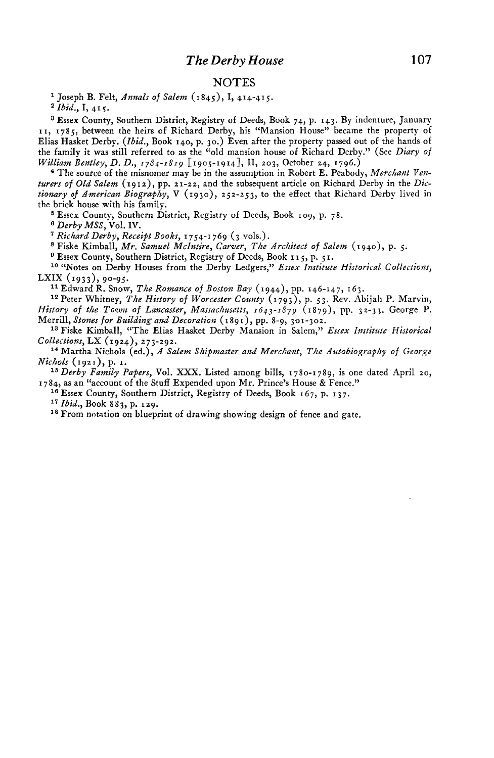## NOTES

[1] Joseph B. Felt, *Annals of Salem* (1845), I, 414-415.

[2] *Ibid.*, I, 415.

[3] Essex County, Southern District, Registry of Deeds, Book 74, p. 143. By indenture, January 11, 1785, between the heirs of Richard Derby, his "Mansion House" became the property of Elias Hasket Derby. (*Ibid.*, Book 140, p. 30.) Even after the property passed out of the hands of the family it was still referred to as the "old mansion house of Richard Derby." (See *Diary of William Bentley, D. D., 1784-1819* [1905-1914], II, 203, October 24, 1796.)

[4] The source of the misnomer may be in the assumption in Robert E. Peabody, *Merchant Venturers of Old Salem* (1912), pp. 21-22, and the subsequent article on Richard Derby in the *Dictionary of American Biography*, V (1930), 252-253, to the effect that Richard Derby lived in the brick house with his family.

[5] Essex County, Southern District, Registry of Deeds, Book 109, p. 78.

[6] *Derby MSS*, Vol. IV.

[7] *Richard Derby, Receipt Books*, 1754-1769 (3 vols.).

[8] Fiske Kimball, *Mr. Samuel McIntire, Carver, The Architect of Salem* (1940), p. 5.

[9] Essex County, Southern District, Registry of Deeds, Book 115, p. 51.

[10] "Notes on Derby Houses from the Derby Ledgers," *Essex Institute Historical Collections*, LXIX (1933), 90-95.

[11] Edward R. Snow, *The Romance of Boston Bay* (1944), pp. 146-147, 163.

[12] Peter Whitney, *The History of Worcester County* (1793), p. 53. Rev. Abijah P. Marvin, *History of the Town of Lancaster, Massachusetts, 1643-1879* (1879), pp. 32-33. George P. Merrill, *Stones for Building and Decoration* (1891), pp. 8-9, 301-302.

[13] Fiske Kimball, "The Elias Hasket Derby Mansion in Salem," *Essex Institute Historical Collections*, LX (1924), 273-292.

[14] Martha Nichols (ed.), *A Salem Shipmaster and Merchant, The Autobiography of George Nichols* (1921), p. 1.

[15] *Derby Family Papers*, Vol. XXX. Listed among bills, 1780-1789, is one dated April 20, 1784, as an "account of the Stuff Expended upon Mr. Prince's House & Fence."

[16] Essex County, Southern District, Registry of Deeds, Book 167, p. 137.

[17] *Ibid.*, Book 883, p. 129.

[18] From notation on blueprint of drawing showing design of fence and gate.